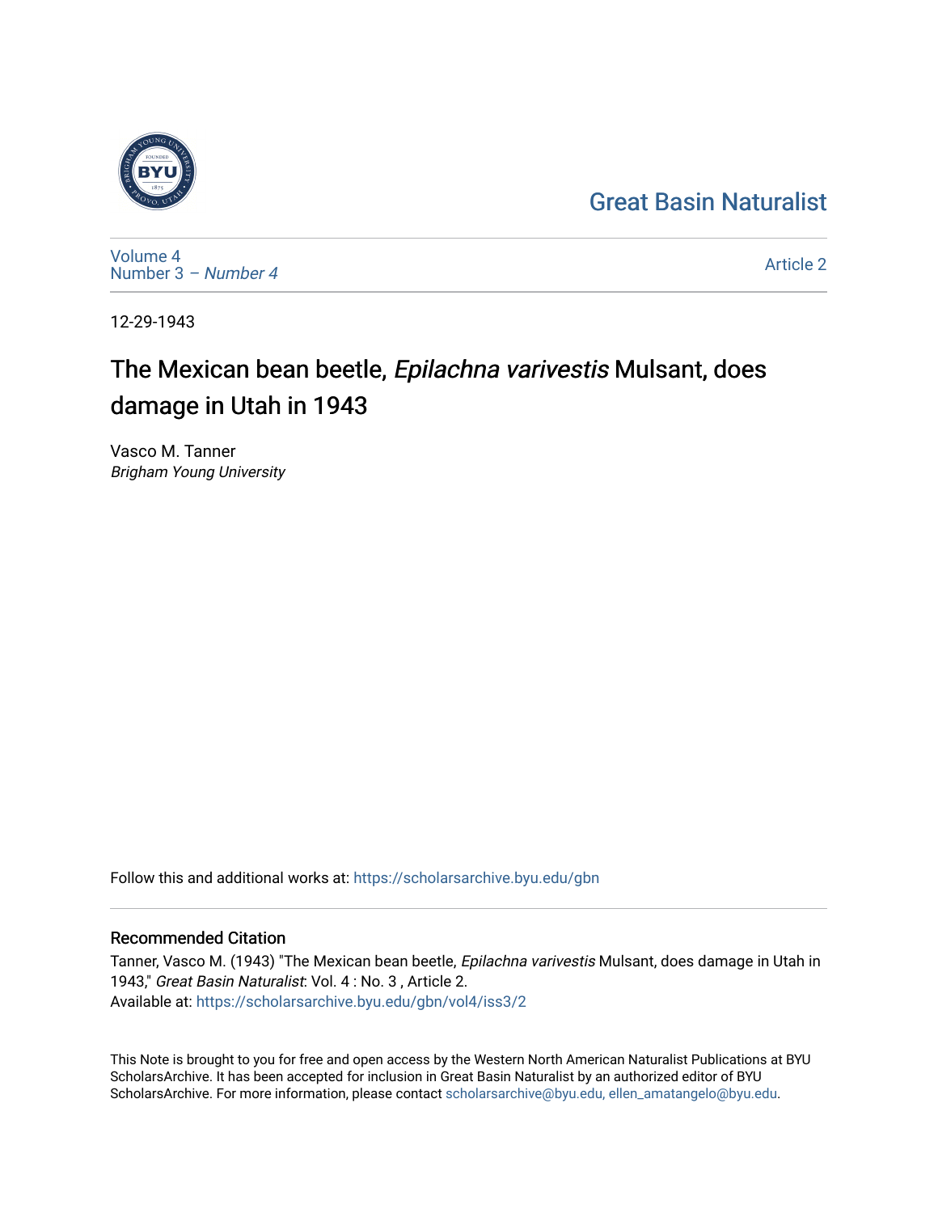Great Basin Naturalist

Volume 4
Number 3 – *Number 4*

Article 2

12-29-1943

# The Mexican bean beetle, *Epilachna varivestis* Mulsant, does damage in Utah in 1943

Vasco M. Tanner
*Brigham Young University*

Follow this and additional works at: https://scholarsarchive.byu.edu/gbn

## Recommended Citation

Tanner, Vasco M. (1943) "The Mexican bean beetle, *Epilachna varivestis* Mulsant, does damage in Utah in 1943," *Great Basin Naturalist*: Vol. 4 : No. 3 , Article 2.
Available at: https://scholarsarchive.byu.edu/gbn/vol4/iss3/2

This Note is brought to you for free and open access by the Western North American Naturalist Publications at BYU ScholarsArchive. It has been accepted for inclusion in Great Basin Naturalist by an authorized editor of BYU ScholarsArchive. For more information, please contact scholarsarchive@byu.edu, ellen_amatangelo@byu.edu.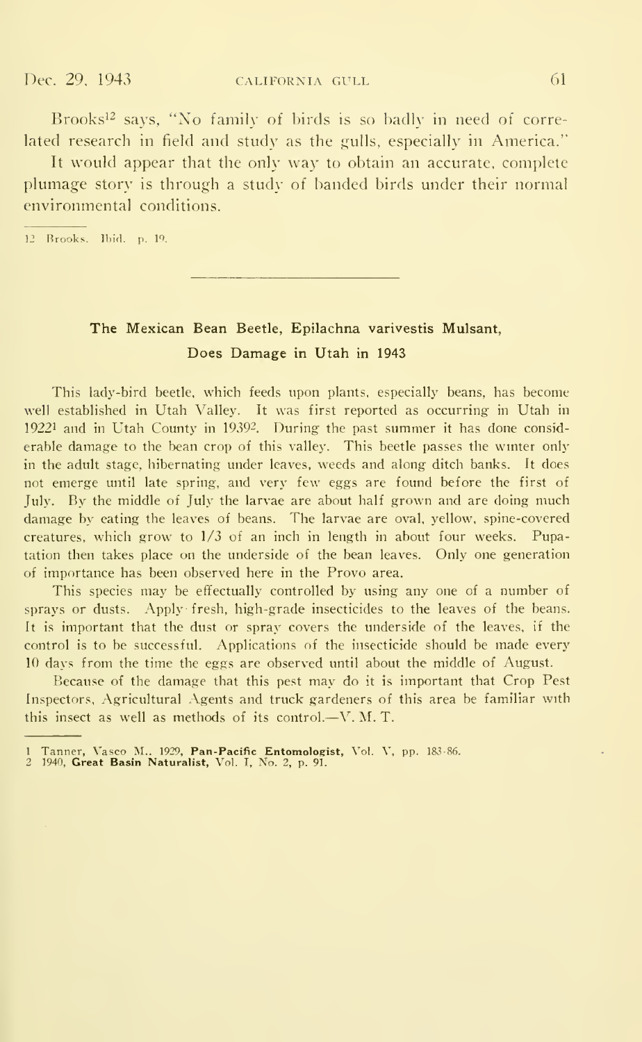Brooks[12] says, "No family of birds is so badly in need of correlated research in field and study as the gulls, especially in America."

It would appear that the only way to obtain an accurate, complete plumage story is through a study of banded birds under their normal environmental conditions.

12 Brooks. Ibid. p. 19.

---

## The Mexican Bean Beetle, Epilachna varivestis Mulsant, Does Damage in Utah in 1943

This lady-bird beetle, which feeds upon plants, especially beans, has become well established in Utah Valley. It was first reported as occurring in Utah in 1922[1] and in Utah County in 1939[2]. During the past summer it has done considerable damage to the bean crop of this valley. This beetle passes the winter only in the adult stage, hibernating under leaves, weeds and along ditch banks. It does not emerge until late spring, and very few eggs are found before the first of July. By the middle of July the larvae are about half grown and are doing much damage by eating the leaves of beans. The larvae are oval, yellow, spine-covered creatures, which grow to 1/3 of an inch in length in about four weeks. Pupatation then takes place on the underside of the bean leaves. Only one generation of importance has been observed here in the Provo area.

This species may be effectually controlled by using any one of a number of sprays or dusts. Apply fresh, high-grade insecticides to the leaves of the beans. It is important that the dust or spray covers the underside of the leaves, if the control is to be successful. Applications of the insecticide should be made every 10 days from the time the eggs are observed until about the middle of August.

Because of the damage that this pest may do it is important that Crop Pest Inspectors, Agricultural Agents and truck gardeners of this area be familiar with this insect as well as methods of its control.—V. M. T.

1 Tanner, Vasco M., 1929, **Pan-Pacific Entomologist,** Vol. V, pp. 183-86.
2 1940, **Great Basin Naturalist,** Vol. I, No. 2, p. 91.